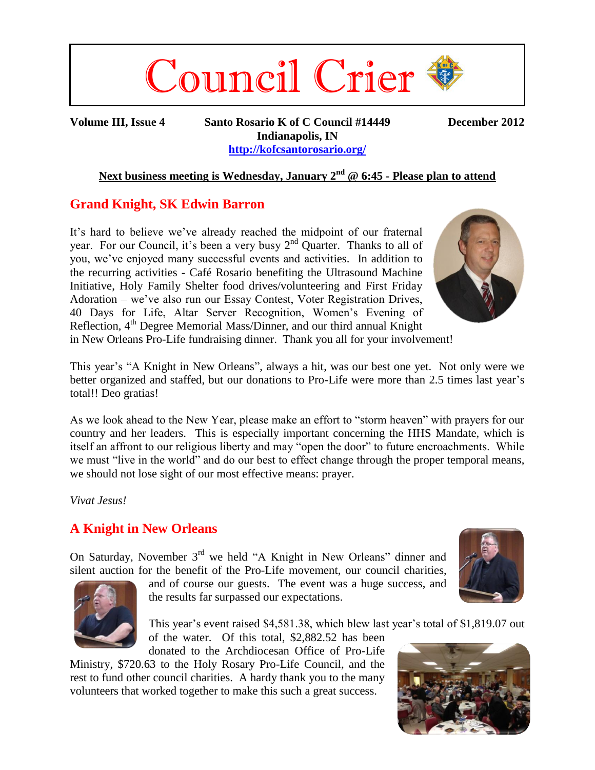# Council Crier

**Volume III, Issue 4** **Santo Rosario K of C Council #14449** **December 2012**
**Indianapolis, IN**
**http://kofcsantorosario.org/**

**Next business meeting is Wednesday, January 2nd @ 6:45 - Please plan to attend**

## Grand Knight, SK Edwin Barron

It's hard to believe we've already reached the midpoint of our fraternal year. For our Council, it's been a very busy 2nd Quarter. Thanks to all of you, we've enjoyed many successful events and activities. In addition to the recurring activities - Café Rosario benefiting the Ultrasound Machine Initiative, Holy Family Shelter food drives/volunteering and First Friday Adoration – we've also run our Essay Contest, Voter Registration Drives, 40 Days for Life, Altar Server Recognition, Women's Evening of Reflection, 4th Degree Memorial Mass/Dinner, and our third annual Knight in New Orleans Pro-Life fundraising dinner. Thank you all for your involvement!

This year's "A Knight in New Orleans", always a hit, was our best one yet. Not only were we better organized and staffed, but our donations to Pro-Life were more than 2.5 times last year's total!! Deo gratias!

As we look ahead to the New Year, please make an effort to "storm heaven" with prayers for our country and her leaders. This is especially important concerning the HHS Mandate, which is itself an affront to our religious liberty and may "open the door" to future encroachments. While we must "live in the world" and do our best to effect change through the proper temporal means, we should not lose sight of our most effective means: prayer.

*Vivat Jesus!*

## A Knight in New Orleans

On Saturday, November 3rd we held "A Knight in New Orleans" dinner and silent auction for the benefit of the Pro-Life movement, our council charities, and of course our guests. The event was a huge success, and the results far surpassed our expectations.

This year's event raised $4,581.38, which blew last year's total of $1,819.07 out of the water. Of this total, $2,882.52 has been donated to the Archdiocesan Office of Pro-Life Ministry, $720.63 to the Holy Rosary Pro-Life Council, and the rest to fund other council charities. A hardy thank you to the many volunteers that worked together to make this such a great success.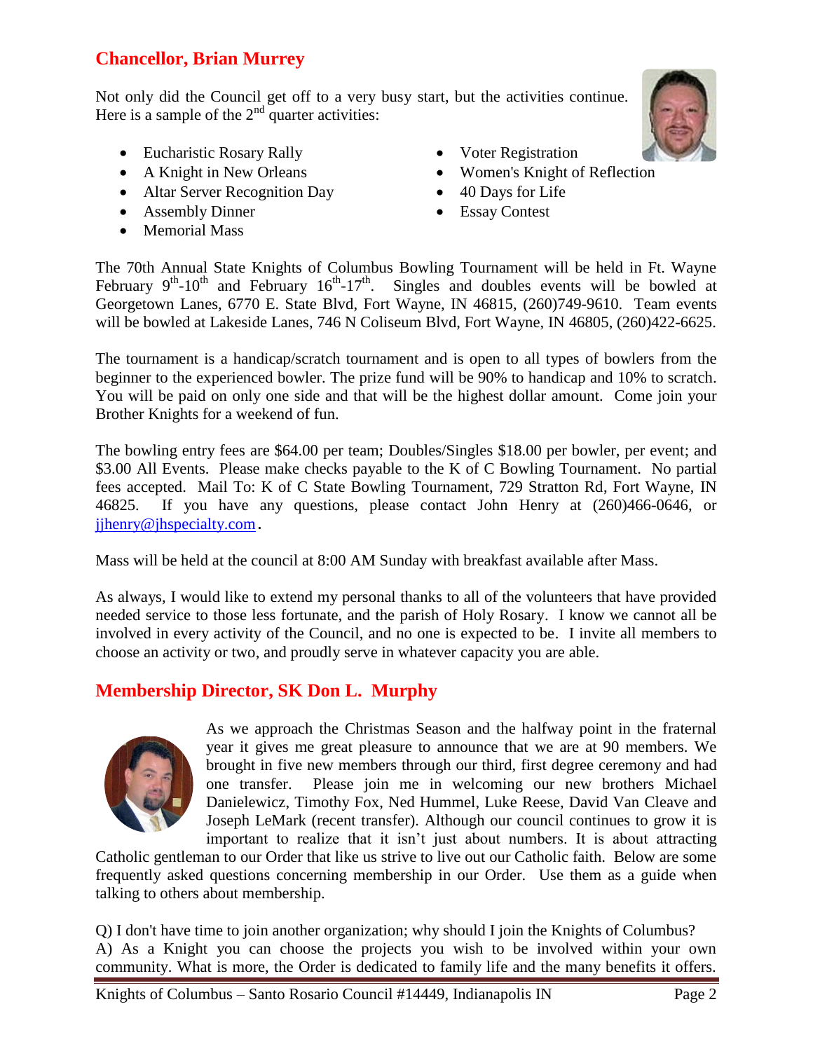## Chancellor, Brian Murrey

Not only did the Council get off to a very busy start, but the activities continue. Here is a sample of the 2nd quarter activities:

- Eucharistic Rosary Rally
- A Knight in New Orleans
- Altar Server Recognition Day
- Assembly Dinner
- Memorial Mass
- Voter Registration
- Women's Knight of Reflection
- 40 Days for Life
- Essay Contest

The 70th Annual State Knights of Columbus Bowling Tournament will be held in Ft. Wayne February 9th-10th and February 16th-17th. Singles and doubles events will be bowled at Georgetown Lanes, 6770 E. State Blvd, Fort Wayne, IN 46815, (260)749-9610. Team events will be bowled at Lakeside Lanes, 746 N Coliseum Blvd, Fort Wayne, IN 46805, (260)422-6625.

The tournament is a handicap/scratch tournament and is open to all types of bowlers from the beginner to the experienced bowler. The prize fund will be 90% to handicap and 10% to scratch. You will be paid on only one side and that will be the highest dollar amount. Come join your Brother Knights for a weekend of fun.

The bowling entry fees are $64.00 per team; Doubles/Singles $18.00 per bowler, per event; and $3.00 All Events. Please make checks payable to the K of C Bowling Tournament. No partial fees accepted. Mail To: K of C State Bowling Tournament, 729 Stratton Rd, Fort Wayne, IN 46825. If you have any questions, please contact John Henry at (260)466-0646, or jjhenry@jhspecialty.com.

Mass will be held at the council at 8:00 AM Sunday with breakfast available after Mass.

As always, I would like to extend my personal thanks to all of the volunteers that have provided needed service to those less fortunate, and the parish of Holy Rosary. I know we cannot all be involved in every activity of the Council, and no one is expected to be. I invite all members to choose an activity or two, and proudly serve in whatever capacity you are able.

## Membership Director, SK Don L. Murphy

As we approach the Christmas Season and the halfway point in the fraternal year it gives me great pleasure to announce that we are at 90 members. We brought in five new members through our third, first degree ceremony and had one transfer. Please join me in welcoming our new brothers Michael Danielewicz, Timothy Fox, Ned Hummel, Luke Reese, David Van Cleave and Joseph LeMark (recent transfer). Although our council continues to grow it is important to realize that it isn't just about numbers. It is about attracting Catholic gentleman to our Order that like us strive to live out our Catholic faith. Below are some frequently asked questions concerning membership in our Order. Use them as a guide when talking to others about membership.

Q) I don't have time to join another organization; why should I join the Knights of Columbus?
A) As a Knight you can choose the projects you wish to be involved within your own community. What is more, the Order is dedicated to family life and the many benefits it offers.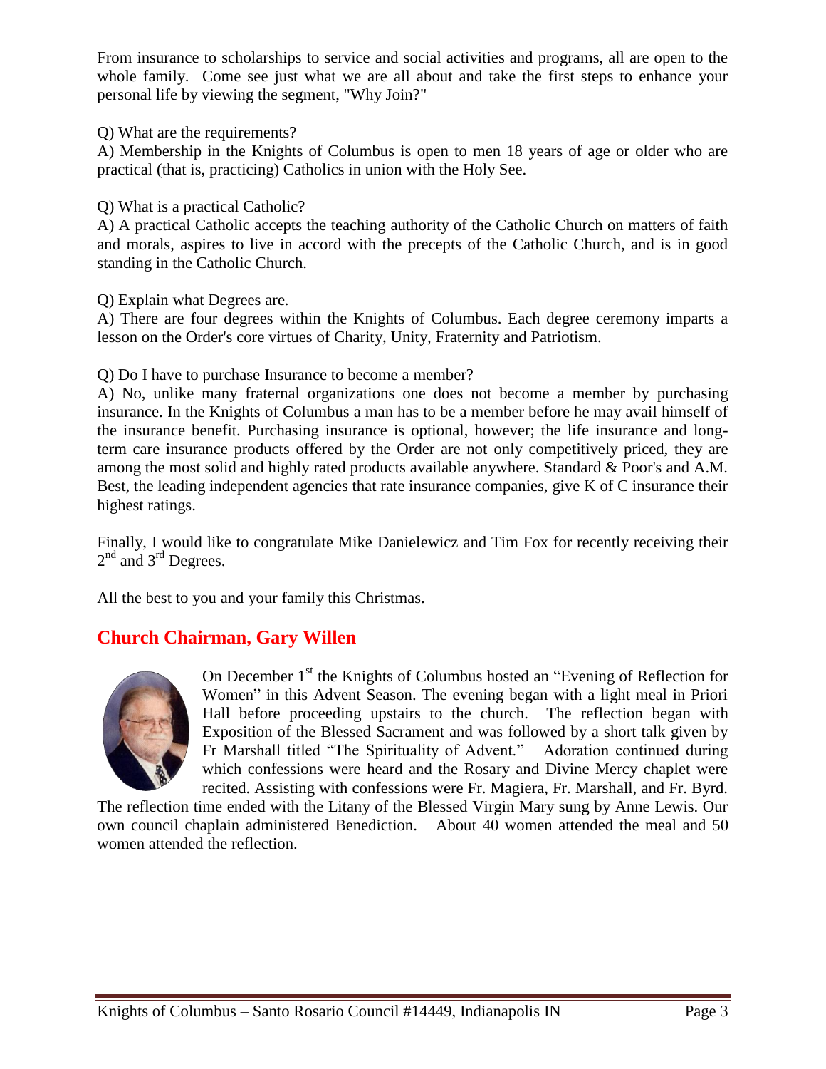From insurance to scholarships to service and social activities and programs, all are open to the whole family. Come see just what we are all about and take the first steps to enhance your personal life by viewing the segment, "Why Join?"

Q) What are the requirements?
A) Membership in the Knights of Columbus is open to men 18 years of age or older who are practical (that is, practicing) Catholics in union with the Holy See.

Q) What is a practical Catholic?
A) A practical Catholic accepts the teaching authority of the Catholic Church on matters of faith and morals, aspires to live in accord with the precepts of the Catholic Church, and is in good standing in the Catholic Church.

Q) Explain what Degrees are.
A) There are four degrees within the Knights of Columbus. Each degree ceremony imparts a lesson on the Order's core virtues of Charity, Unity, Fraternity and Patriotism.

Q) Do I have to purchase Insurance to become a member?
A) No, unlike many fraternal organizations one does not become a member by purchasing insurance. In the Knights of Columbus a man has to be a member before he may avail himself of the insurance benefit. Purchasing insurance is optional, however; the life insurance and long-term care insurance products offered by the Order are not only competitively priced, they are among the most solid and highly rated products available anywhere. Standard & Poor's and A.M. Best, the leading independent agencies that rate insurance companies, give K of C insurance their highest ratings.

Finally, I would like to congratulate Mike Danielewicz and Tim Fox for recently receiving their 2nd and 3rd Degrees.

All the best to you and your family this Christmas.

## Church Chairman, Gary Willen

On December 1st the Knights of Columbus hosted an "Evening of Reflection for Women" in this Advent Season. The evening began with a light meal in Priori Hall before proceeding upstairs to the church. The reflection began with Exposition of the Blessed Sacrament and was followed by a short talk given by Fr Marshall titled "The Spirituality of Advent." Adoration continued during which confessions were heard and the Rosary and Divine Mercy chaplet were recited. Assisting with confessions were Fr. Magiera, Fr. Marshall, and Fr. Byrd. The reflection time ended with the Litany of the Blessed Virgin Mary sung by Anne Lewis. Our own council chaplain administered Benediction. About 40 women attended the meal and 50 women attended the reflection.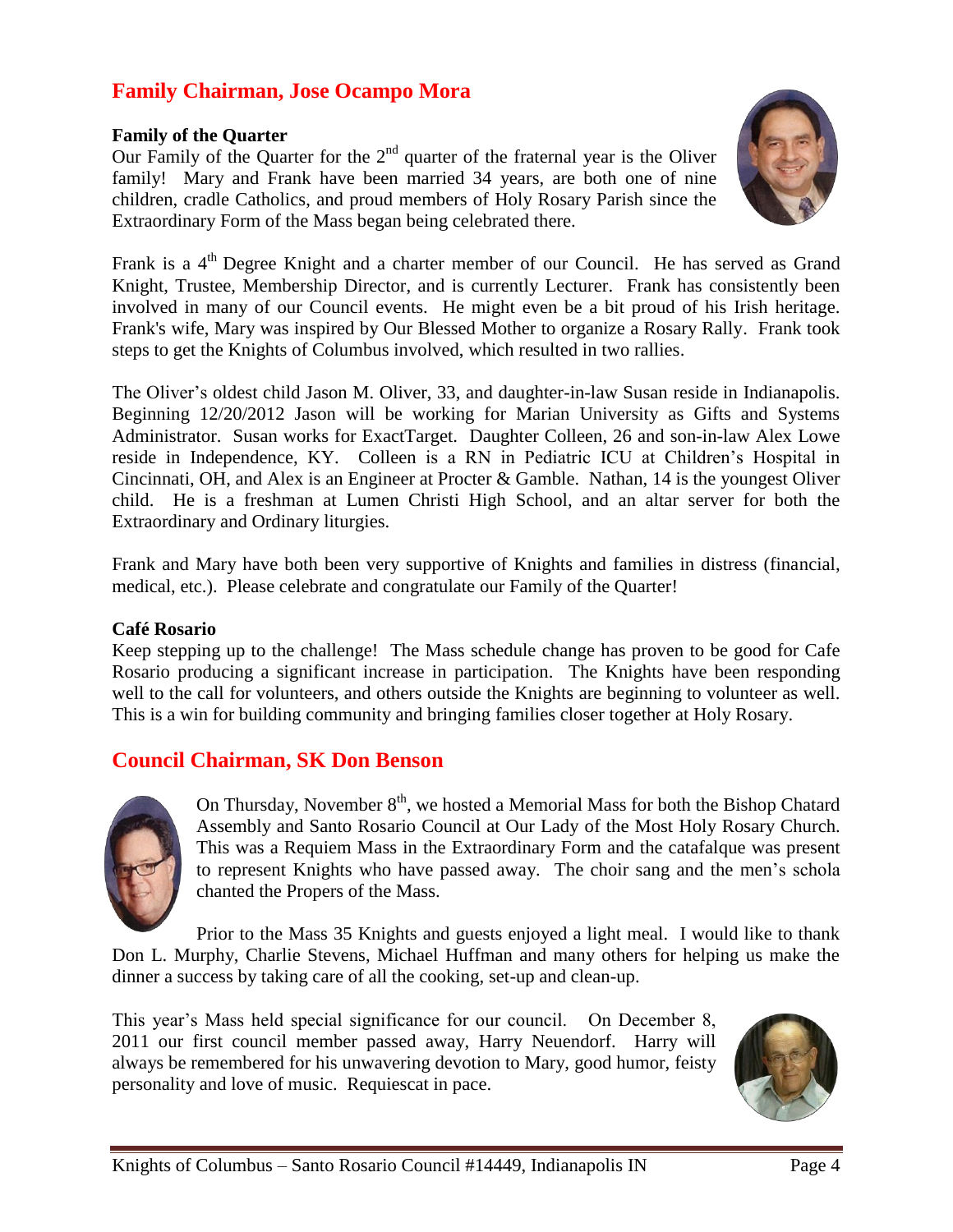## Family Chairman, Jose Ocampo Mora

**Family of the Quarter**

Our Family of the Quarter for the 2nd quarter of the fraternal year is the Oliver family! Mary and Frank have been married 34 years, are both one of nine children, cradle Catholics, and proud members of Holy Rosary Parish since the Extraordinary Form of the Mass began being celebrated there.

Frank is a 4th Degree Knight and a charter member of our Council. He has served as Grand Knight, Trustee, Membership Director, and is currently Lecturer. Frank has consistently been involved in many of our Council events. He might even be a bit proud of his Irish heritage. Frank's wife, Mary was inspired by Our Blessed Mother to organize a Rosary Rally. Frank took steps to get the Knights of Columbus involved, which resulted in two rallies.

The Oliver's oldest child Jason M. Oliver, 33, and daughter-in-law Susan reside in Indianapolis. Beginning 12/20/2012 Jason will be working for Marian University as Gifts and Systems Administrator. Susan works for ExactTarget. Daughter Colleen, 26 and son-in-law Alex Lowe reside in Independence, KY. Colleen is a RN in Pediatric ICU at Children's Hospital in Cincinnati, OH, and Alex is an Engineer at Procter & Gamble. Nathan, 14 is the youngest Oliver child. He is a freshman at Lumen Christi High School, and an altar server for both the Extraordinary and Ordinary liturgies.

Frank and Mary have both been very supportive of Knights and families in distress (financial, medical, etc.). Please celebrate and congratulate our Family of the Quarter!

**Café Rosario**

Keep stepping up to the challenge! The Mass schedule change has proven to be good for Cafe Rosario producing a significant increase in participation. The Knights have been responding well to the call for volunteers, and others outside the Knights are beginning to volunteer as well. This is a win for building community and bringing families closer together at Holy Rosary.

## Council Chairman, SK Don Benson

On Thursday, November 8th, we hosted a Memorial Mass for both the Bishop Chatard Assembly and Santo Rosario Council at Our Lady of the Most Holy Rosary Church. This was a Requiem Mass in the Extraordinary Form and the catafalque was present to represent Knights who have passed away. The choir sang and the men's schola chanted the Propers of the Mass.

Prior to the Mass 35 Knights and guests enjoyed a light meal. I would like to thank Don L. Murphy, Charlie Stevens, Michael Huffman and many others for helping us make the dinner a success by taking care of all the cooking, set-up and clean-up.

This year's Mass held special significance for our council. On December 8, 2011 our first council member passed away, Harry Neuendorf. Harry will always be remembered for his unwavering devotion to Mary, good humor, feisty personality and love of music. Requiescat in pace.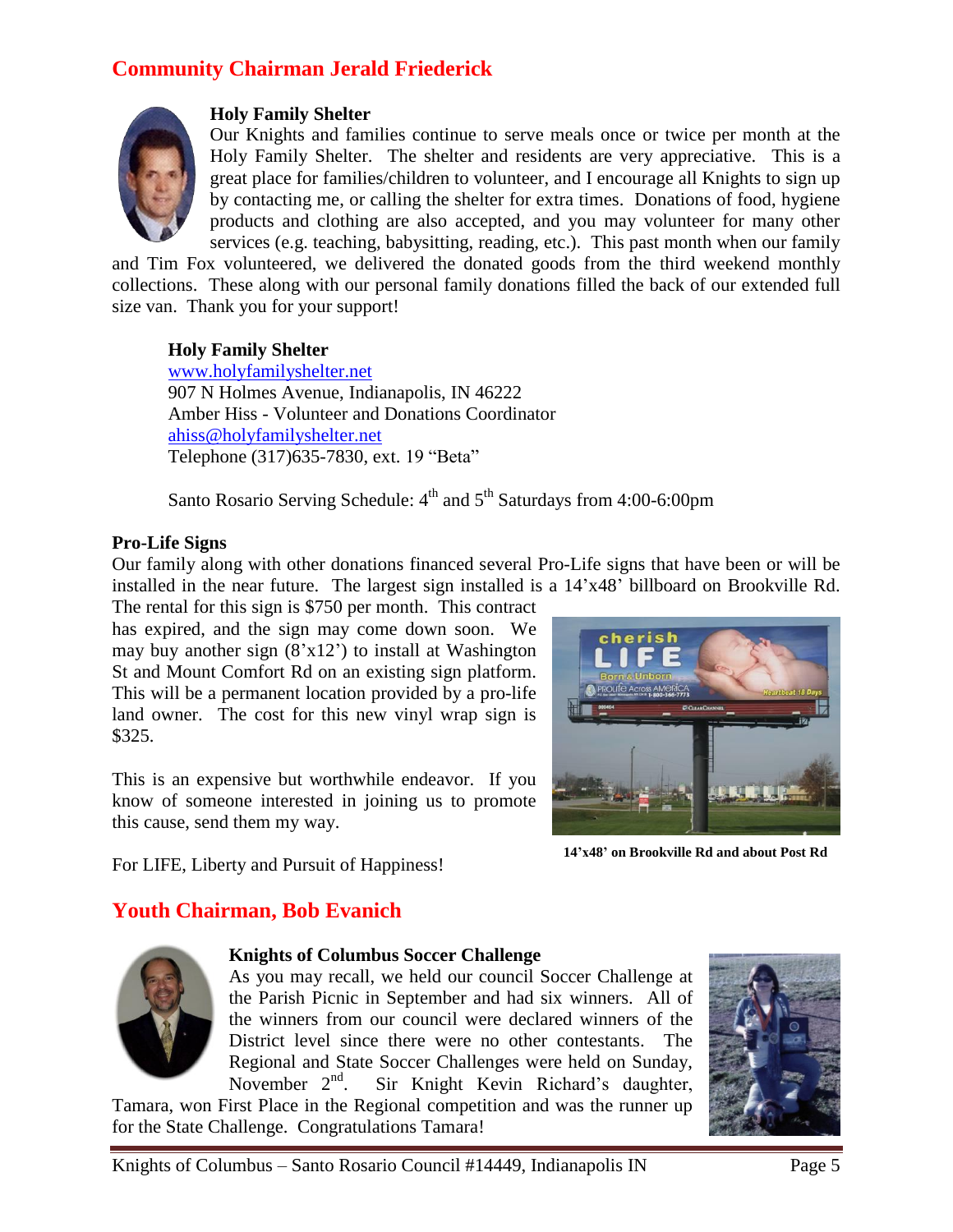## Community Chairman Jerald Friederick

### Holy Family Shelter

Our Knights and families continue to serve meals once or twice per month at the Holy Family Shelter. The shelter and residents are very appreciative. This is a great place for families/children to volunteer, and I encourage all Knights to sign up by contacting me, or calling the shelter for extra times. Donations of food, hygiene products and clothing are also accepted, and you may volunteer for many other services (e.g. teaching, babysitting, reading, etc.). This past month when our family and Tim Fox volunteered, we delivered the donated goods from the third weekend monthly collections. These along with our personal family donations filled the back of our extended full size van. Thank you for your support!

**Holy Family Shelter**
www.holyfamilyshelter.net
907 N Holmes Avenue, Indianapolis, IN 46222
Amber Hiss - Volunteer and Donations Coordinator
ahiss@holyfamilyshelter.net
Telephone (317)635-7830, ext. 19 "Beta"

Santo Rosario Serving Schedule: 4th and 5th Saturdays from 4:00-6:00pm

### Pro-Life Signs

Our family along with other donations financed several Pro-Life signs that have been or will be installed in the near future. The largest sign installed is a 14'x48' billboard on Brookville Rd. The rental for this sign is $750 per month. This contract has expired, and the sign may come down soon. We may buy another sign (8'x12') to install at Washington St and Mount Comfort Rd on an existing sign platform. This will be a permanent location provided by a pro-life land owner. The cost for this new vinyl wrap sign is $325.

This is an expensive but worthwhile endeavor. If you know of someone interested in joining us to promote this cause, send them my way.

**14'x48' on Brookville Rd and about Post Rd**

For LIFE, Liberty and Pursuit of Happiness!

## Youth Chairman, Bob Evanich

### Knights of Columbus Soccer Challenge

As you may recall, we held our council Soccer Challenge at the Parish Picnic in September and had six winners. All of the winners from our council were declared winners of the District level since there were no other contestants. The Regional and State Soccer Challenges were held on Sunday, November 2nd. Sir Knight Kevin Richard's daughter, Tamara, won First Place in the Regional competition and was the runner up for the State Challenge. Congratulations Tamara!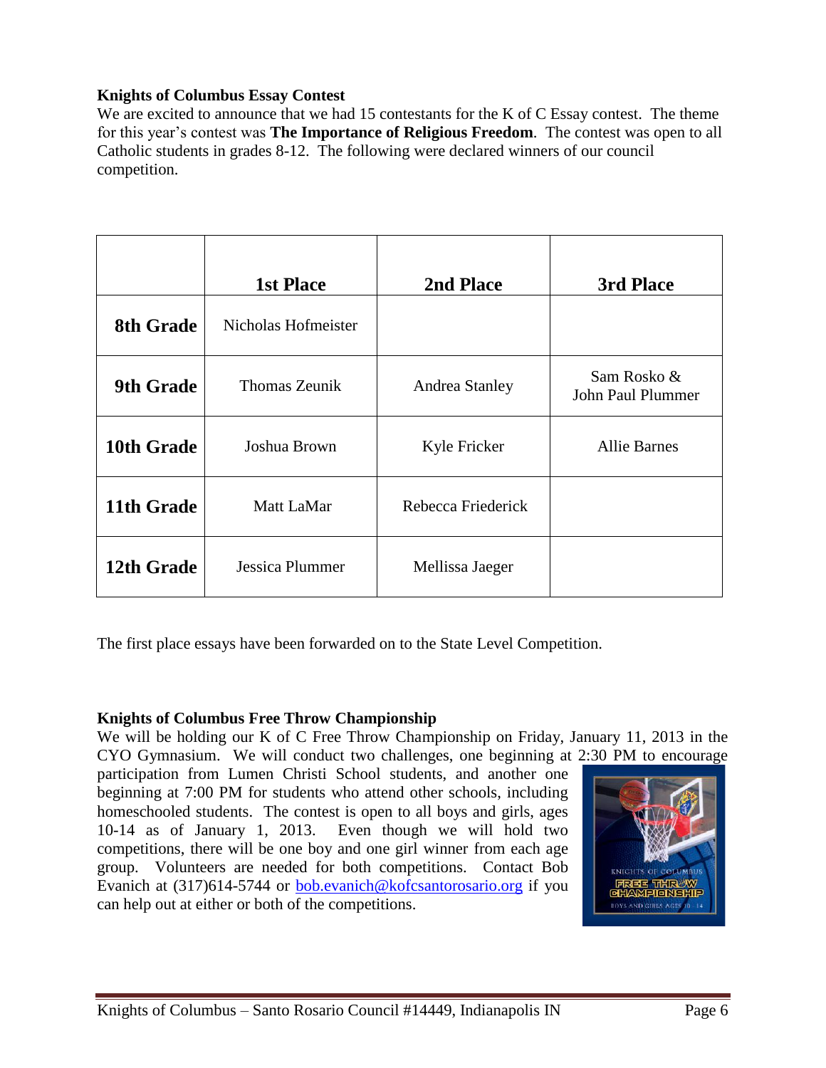**Knights of Columbus Essay Contest**

We are excited to announce that we had 15 contestants for the K of C Essay contest. The theme for this year's contest was **The Importance of Religious Freedom**. The contest was open to all Catholic students in grades 8-12. The following were declared winners of our council competition.

| | 1st Place | 2nd Place | 3rd Place |
|---|---|---|---|
| **8th Grade** | Nicholas Hofmeister | | |
| **9th Grade** | Thomas Zeunik | Andrea Stanley | Sam Rosko & John Paul Plummer |
| **10th Grade** | Joshua Brown | Kyle Fricker | Allie Barnes |
| **11th Grade** | Matt LaMar | Rebecca Friederick | |
| **12th Grade** | Jessica Plummer | Mellissa Jaeger | |

The first place essays have been forwarded on to the State Level Competition.

**Knights of Columbus Free Throw Championship**

We will be holding our K of C Free Throw Championship on Friday, January 11, 2013 in the CYO Gymnasium. We will conduct two challenges, one beginning at 2:30 PM to encourage participation from Lumen Christi School students, and another one beginning at 7:00 PM for students who attend other schools, including homeschooled students. The contest is open to all boys and girls, ages 10-14 as of January 1, 2013. Even though we will hold two competitions, there will be one boy and one girl winner from each age group. Volunteers are needed for both competitions. Contact Bob Evanich at (317)614-5744 or [bob.evanich@kofcsantorosario.org](mailto:bob.evanich@kofcsantorosario.org) if you can help out at either or both of the competitions.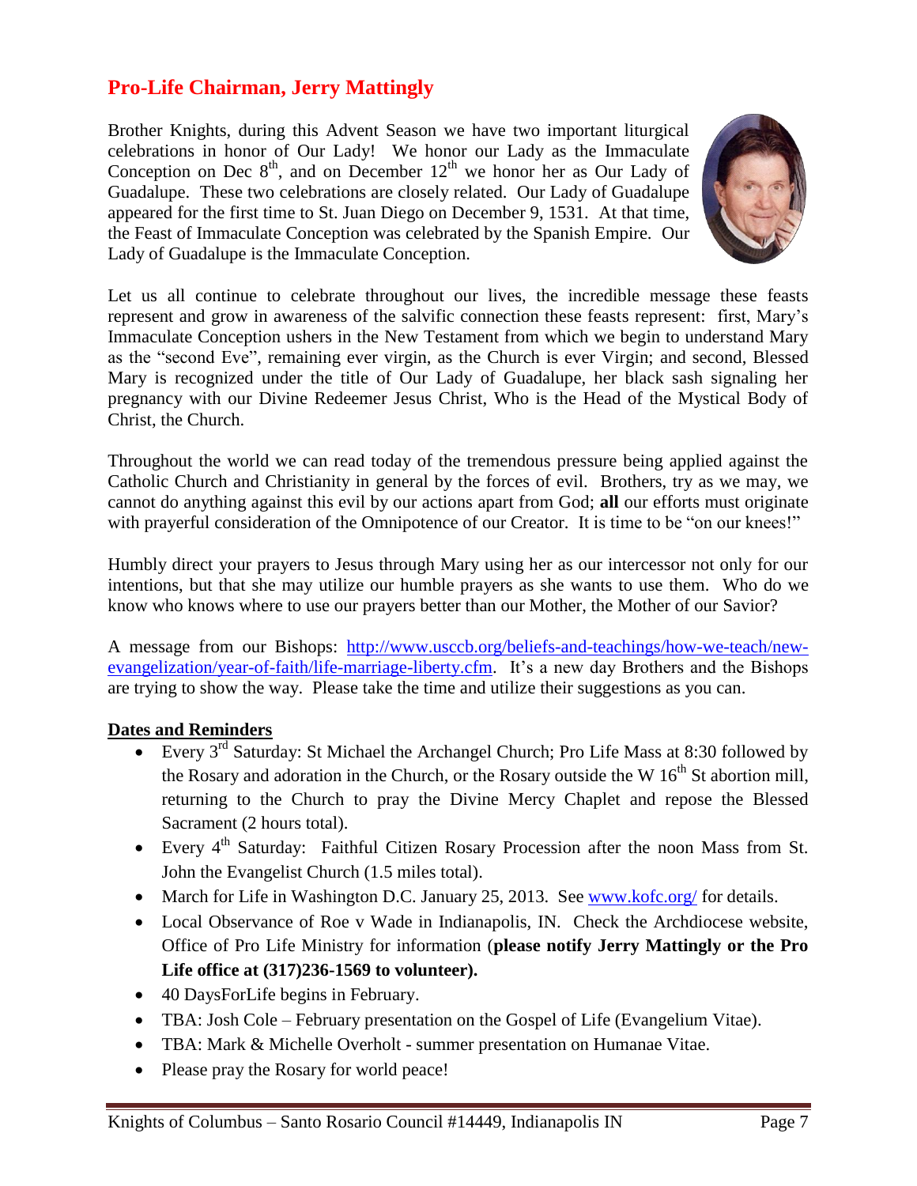## Pro-Life Chairman, Jerry Mattingly

Brother Knights, during this Advent Season we have two important liturgical celebrations in honor of Our Lady! We honor our Lady as the Immaculate Conception on Dec 8th, and on December 12th we honor her as Our Lady of Guadalupe. These two celebrations are closely related. Our Lady of Guadalupe appeared for the first time to St. Juan Diego on December 9, 1531. At that time, the Feast of Immaculate Conception was celebrated by the Spanish Empire. Our Lady of Guadalupe is the Immaculate Conception.

Let us all continue to celebrate throughout our lives, the incredible message these feasts represent and grow in awareness of the salvific connection these feasts represent: first, Mary's Immaculate Conception ushers in the New Testament from which we begin to understand Mary as the "second Eve", remaining ever virgin, as the Church is ever Virgin; and second, Blessed Mary is recognized under the title of Our Lady of Guadalupe, her black sash signaling her pregnancy with our Divine Redeemer Jesus Christ, Who is the Head of the Mystical Body of Christ, the Church.

Throughout the world we can read today of the tremendous pressure being applied against the Catholic Church and Christianity in general by the forces of evil. Brothers, try as we may, we cannot do anything against this evil by our actions apart from God; **all** our efforts must originate with prayerful consideration of the Omnipotence of our Creator. It is time to be "on our knees!"

Humbly direct your prayers to Jesus through Mary using her as our intercessor not only for our intentions, but that she may utilize our humble prayers as she wants to use them. Who do we know who knows where to use our prayers better than our Mother, the Mother of our Savior?

A message from our Bishops: http://www.usccb.org/beliefs-and-teachings/how-we-teach/new-evangelization/year-of-faith/life-marriage-liberty.cfm. It's a new day Brothers and the Bishops are trying to show the way. Please take the time and utilize their suggestions as you can.

### Dates and Reminders

- Every 3rd Saturday: St Michael the Archangel Church; Pro Life Mass at 8:30 followed by the Rosary and adoration in the Church, or the Rosary outside the W 16th St abortion mill, returning to the Church to pray the Divine Mercy Chaplet and repose the Blessed Sacrament (2 hours total).
- Every 4th Saturday: Faithful Citizen Rosary Procession after the noon Mass from St. John the Evangelist Church (1.5 miles total).
- March for Life in Washington D.C. January 25, 2013. See www.kofc.org/ for details.
- Local Observance of Roe v Wade in Indianapolis, IN. Check the Archdiocese website, Office of Pro Life Ministry for information (**please notify Jerry Mattingly or the Pro Life office at (317)236-1569 to volunteer).**
- 40 DaysForLife begins in February.
- TBA: Josh Cole – February presentation on the Gospel of Life (Evangelium Vitae).
- TBA: Mark & Michelle Overholt - summer presentation on Humanae Vitae.
- Please pray the Rosary for world peace!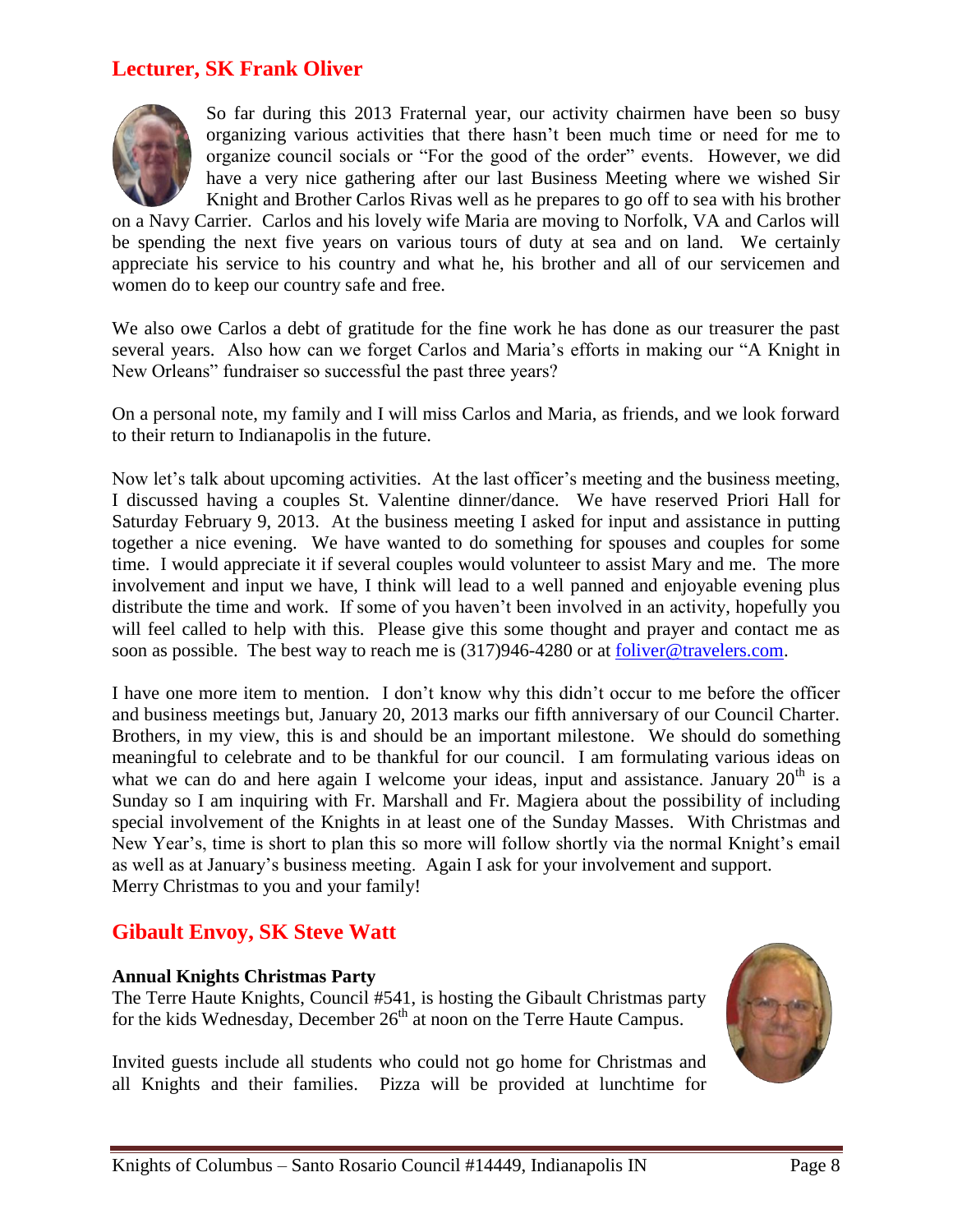## Lecturer, SK Frank Oliver

So far during this 2013 Fraternal year, our activity chairmen have been so busy organizing various activities that there hasn't been much time or need for me to organize council socials or "For the good of the order" events. However, we did have a very nice gathering after our last Business Meeting where we wished Sir Knight and Brother Carlos Rivas well as he prepares to go off to sea with his brother on a Navy Carrier. Carlos and his lovely wife Maria are moving to Norfolk, VA and Carlos will be spending the next five years on various tours of duty at sea and on land. We certainly appreciate his service to his country and what he, his brother and all of our servicemen and women do to keep our country safe and free.

We also owe Carlos a debt of gratitude for the fine work he has done as our treasurer the past several years. Also how can we forget Carlos and Maria's efforts in making our "A Knight in New Orleans" fundraiser so successful the past three years?

On a personal note, my family and I will miss Carlos and Maria, as friends, and we look forward to their return to Indianapolis in the future.

Now let's talk about upcoming activities. At the last officer's meeting and the business meeting, I discussed having a couples St. Valentine dinner/dance. We have reserved Priori Hall for Saturday February 9, 2013. At the business meeting I asked for input and assistance in putting together a nice evening. We have wanted to do something for spouses and couples for some time. I would appreciate it if several couples would volunteer to assist Mary and me. The more involvement and input we have, I think will lead to a well panned and enjoyable evening plus distribute the time and work. If some of you haven't been involved in an activity, hopefully you will feel called to help with this. Please give this some thought and prayer and contact me as soon as possible. The best way to reach me is (317)946-4280 or at foliver@travelers.com.

I have one more item to mention. I don't know why this didn't occur to me before the officer and business meetings but, January 20, 2013 marks our fifth anniversary of our Council Charter. Brothers, in my view, this is and should be an important milestone. We should do something meaningful to celebrate and to be thankful for our council. I am formulating various ideas on what we can do and here again I welcome your ideas, input and assistance. January 20th is a Sunday so I am inquiring with Fr. Marshall and Fr. Magiera about the possibility of including special involvement of the Knights in at least one of the Sunday Masses. With Christmas and New Year's, time is short to plan this so more will follow shortly via the normal Knight's email as well as at January's business meeting. Again I ask for your involvement and support.
Merry Christmas to you and your family!

## Gibault Envoy, SK Steve Watt

**Annual Knights Christmas Party**

The Terre Haute Knights, Council #541, is hosting the Gibault Christmas party for the kids Wednesday, December 26th at noon on the Terre Haute Campus.

Invited guests include all students who could not go home for Christmas and all Knights and their families. Pizza will be provided at lunchtime for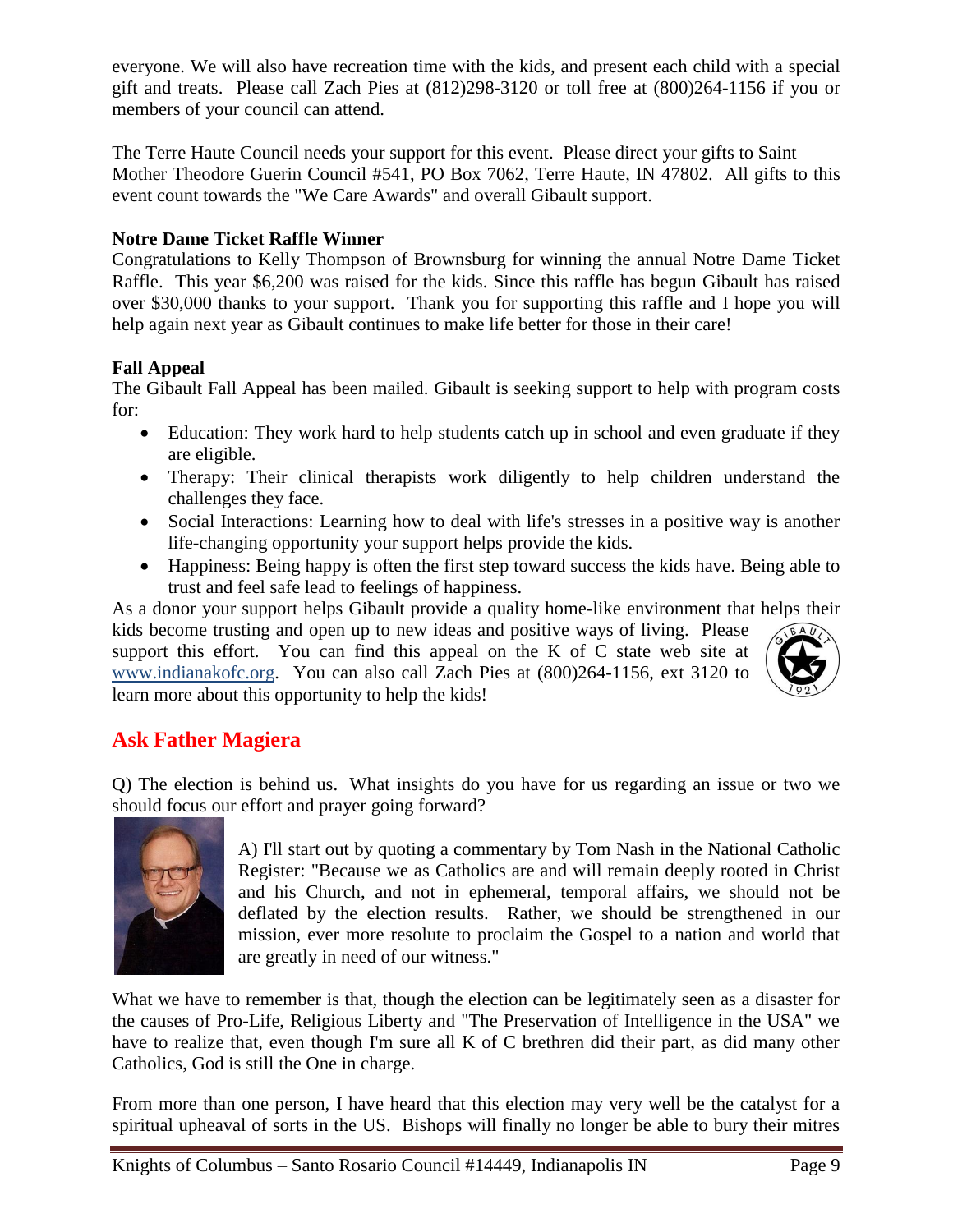everyone. We will also have recreation time with the kids, and present each child with a special gift and treats. Please call Zach Pies at (812)298-3120 or toll free at (800)264-1156 if you or members of your council can attend.

The Terre Haute Council needs your support for this event. Please direct your gifts to Saint Mother Theodore Guerin Council #541, PO Box 7062, Terre Haute, IN 47802. All gifts to this event count towards the "We Care Awards" and overall Gibault support.

**Notre Dame Ticket Raffle Winner**

Congratulations to Kelly Thompson of Brownsburg for winning the annual Notre Dame Ticket Raffle. This year $6,200 was raised for the kids. Since this raffle has begun Gibault has raised over $30,000 thanks to your support. Thank you for supporting this raffle and I hope you will help again next year as Gibault continues to make life better for those in their care!

**Fall Appeal**

The Gibault Fall Appeal has been mailed. Gibault is seeking support to help with program costs for:

- Education: They work hard to help students catch up in school and even graduate if they are eligible.
- Therapy: Their clinical therapists work diligently to help children understand the challenges they face.
- Social Interactions: Learning how to deal with life's stresses in a positive way is another life-changing opportunity your support helps provide the kids.
- Happiness: Being happy is often the first step toward success the kids have. Being able to trust and feel safe lead to feelings of happiness.

As a donor your support helps Gibault provide a quality home-like environment that helps their kids become trusting and open up to new ideas and positive ways of living. Please support this effort. You can find this appeal on the K of C state web site at www.indianakofc.org. You can also call Zach Pies at (800)264-1156, ext 3120 to learn more about this opportunity to help the kids!

## Ask Father Magiera

Q) The election is behind us. What insights do you have for us regarding an issue or two we should focus our effort and prayer going forward?

A) I'll start out by quoting a commentary by Tom Nash in the National Catholic Register: "Because we as Catholics are and will remain deeply rooted in Christ and his Church, and not in ephemeral, temporal affairs, we should not be deflated by the election results. Rather, we should be strengthened in our mission, ever more resolute to proclaim the Gospel to a nation and world that are greatly in need of our witness."

What we have to remember is that, though the election can be legitimately seen as a disaster for the causes of Pro-Life, Religious Liberty and "The Preservation of Intelligence in the USA" we have to realize that, even though I'm sure all K of C brethren did their part, as did many other Catholics, God is still the One in charge.

From more than one person, I have heard that this election may very well be the catalyst for a spiritual upheaval of sorts in the US. Bishops will finally no longer be able to bury their mitres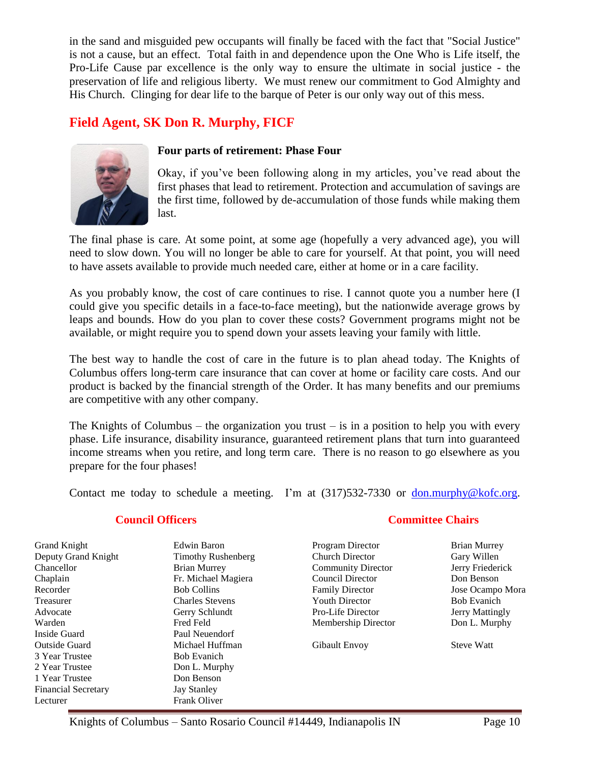in the sand and misguided pew occupants will finally be faced with the fact that "Social Justice" is not a cause, but an effect. Total faith in and dependence upon the One Who is Life itself, the Pro-Life Cause par excellence is the only way to ensure the ultimate in social justice - the preservation of life and religious liberty. We must renew our commitment to God Almighty and His Church. Clinging for dear life to the barque of Peter is our only way out of this mess.

## Field Agent, SK Don R. Murphy, FICF

**Four parts of retirement: Phase Four**

Okay, if you've been following along in my articles, you've read about the first phases that lead to retirement. Protection and accumulation of savings are the first time, followed by de-accumulation of those funds while making them last.

The final phase is care. At some point, at some age (hopefully a very advanced age), you will need to slow down. You will no longer be able to care for yourself. At that point, you will need to have assets available to provide much needed care, either at home or in a care facility.

As you probably know, the cost of care continues to rise. I cannot quote you a number here (I could give you specific details in a face-to-face meeting), but the nationwide average grows by leaps and bounds. How do you plan to cover these costs? Government programs might not be available, or might require you to spend down your assets leaving your family with little.

The best way to handle the cost of care in the future is to plan ahead today. The Knights of Columbus offers long-term care insurance that can cover at home or facility care costs. And our product is backed by the financial strength of the Order. It has many benefits and our premiums are competitive with any other company.

The Knights of Columbus – the organization you trust – is in a position to help you with every phase. Life insurance, disability insurance, guaranteed retirement plans that turn into guaranteed income streams when you retire, and long term care. There is no reason to go elsewhere as you prepare for the four phases!

Contact me today to schedule a meeting. I'm at (317)532-7330 or [don.murphy@kofc.org](mailto:don.murphy@kofc.org).

## Council Officers

| | |
|---|---|
| Grand Knight | Edwin Baron |
| Deputy Grand Knight | Timothy Rushenberg |
| Chancellor | Brian Murrey |
| Chaplain | Fr. Michael Magiera |
| Recorder | Bob Collins |
| Treasurer | Charles Stevens |
| Advocate | Gerry Schlundt |
| Warden | Fred Feld |
| Inside Guard | Paul Neuendorf |
| Outside Guard | Michael Huffman |
| 3 Year Trustee | Bob Evanich |
| 2 Year Trustee | Don L. Murphy |
| 1 Year Trustee | Don Benson |
| Financial Secretary | Jay Stanley |
| Lecturer | Frank Oliver |

## Committee Chairs

| | |
|---|---|
| Program Director | Brian Murrey |
| Church Director | Gary Willen |
| Community Director | Jerry Friederick |
| Council Director | Don Benson |
| Family Director | Jose Ocampo Mora |
| Youth Director | Bob Evanich |
| Pro-Life Director | Jerry Mattingly |
| Membership Director | Don L. Murphy |
| Gibault Envoy | Steve Watt |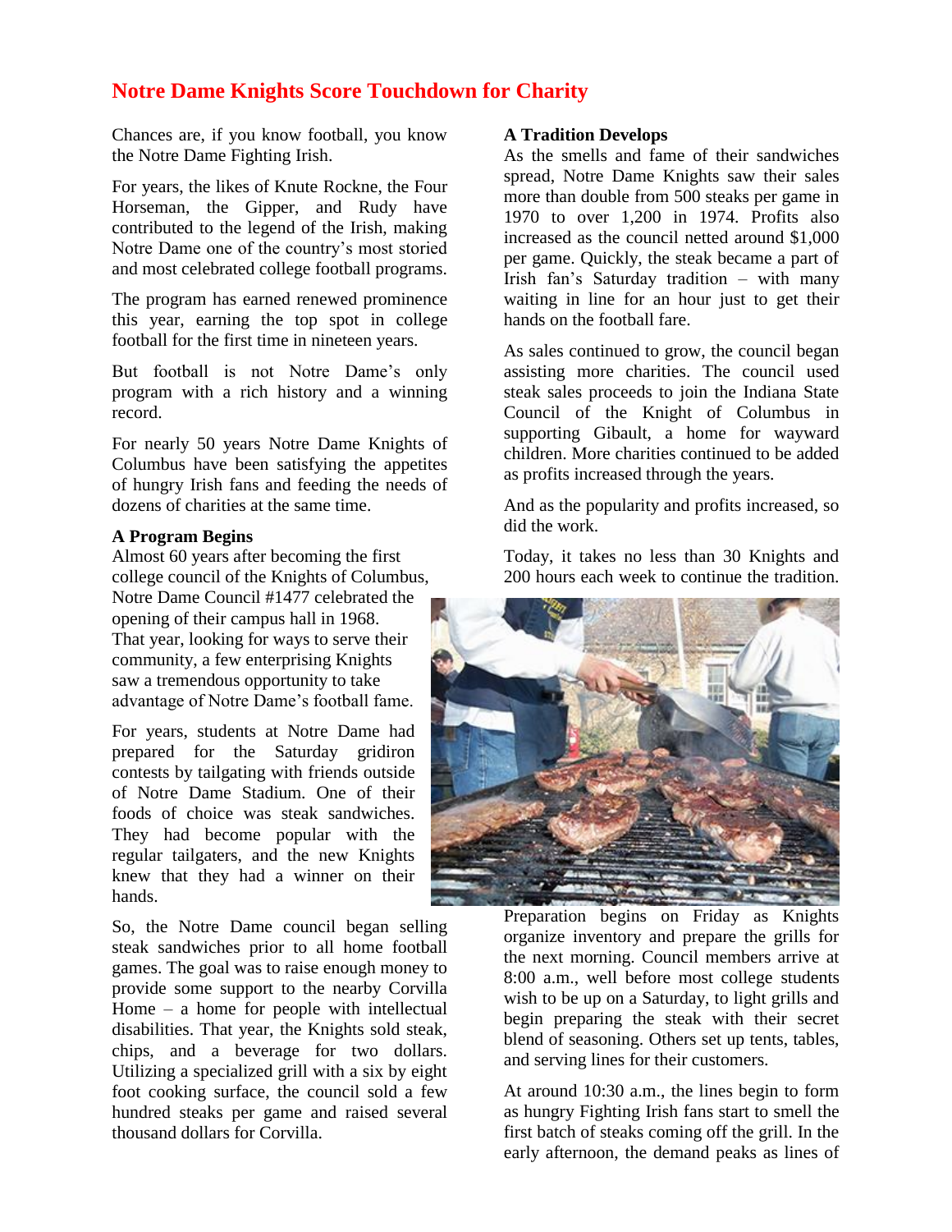## Notre Dame Knights Score Touchdown for Charity

Chances are, if you know football, you know the Notre Dame Fighting Irish.

For years, the likes of Knute Rockne, the Four Horseman, the Gipper, and Rudy have contributed to the legend of the Irish, making Notre Dame one of the country's most storied and most celebrated college football programs.

The program has earned renewed prominence this year, earning the top spot in college football for the first time in nineteen years.

But football is not Notre Dame's only program with a rich history and a winning record.

For nearly 50 years Notre Dame Knights of Columbus have been satisfying the appetites of hungry Irish fans and feeding the needs of dozens of charities at the same time.

### A Program Begins

Almost 60 years after becoming the first college council of the Knights of Columbus, Notre Dame Council #1477 celebrated the opening of their campus hall in 1968. That year, looking for ways to serve their community, a few enterprising Knights saw a tremendous opportunity to take advantage of Notre Dame's football fame.

For years, students at Notre Dame had prepared for the Saturday gridiron contests by tailgating with friends outside of Notre Dame Stadium. One of their foods of choice was steak sandwiches. They had become popular with the regular tailgaters, and the new Knights knew that they had a winner on their hands.

So, the Notre Dame council began selling steak sandwiches prior to all home football games. The goal was to raise enough money to provide some support to the nearby Corvilla Home – a home for people with intellectual disabilities. That year, the Knights sold steak, chips, and a beverage for two dollars. Utilizing a specialized grill with a six by eight foot cooking surface, the council sold a few hundred steaks per game and raised several thousand dollars for Corvilla.

### A Tradition Develops

As the smells and fame of their sandwiches spread, Notre Dame Knights saw their sales more than double from 500 steaks per game in 1970 to over 1,200 in 1974. Profits also increased as the council netted around $1,000 per game. Quickly, the steak became a part of Irish fan's Saturday tradition – with many waiting in line for an hour just to get their hands on the football fare.

As sales continued to grow, the council began assisting more charities. The council used steak sales proceeds to join the Indiana State Council of the Knight of Columbus in supporting Gibault, a home for wayward children. More charities continued to be added as profits increased through the years.

And as the popularity and profits increased, so did the work.

Today, it takes no less than 30 Knights and 200 hours each week to continue the tradition.

Preparation begins on Friday as Knights organize inventory and prepare the grills for the next morning. Council members arrive at 8:00 a.m., well before most college students wish to be up on a Saturday, to light grills and begin preparing the steak with their secret blend of seasoning. Others set up tents, tables, and serving lines for their customers.

At around 10:30 a.m., the lines begin to form as hungry Fighting Irish fans start to smell the first batch of steaks coming off the grill. In the early afternoon, the demand peaks as lines of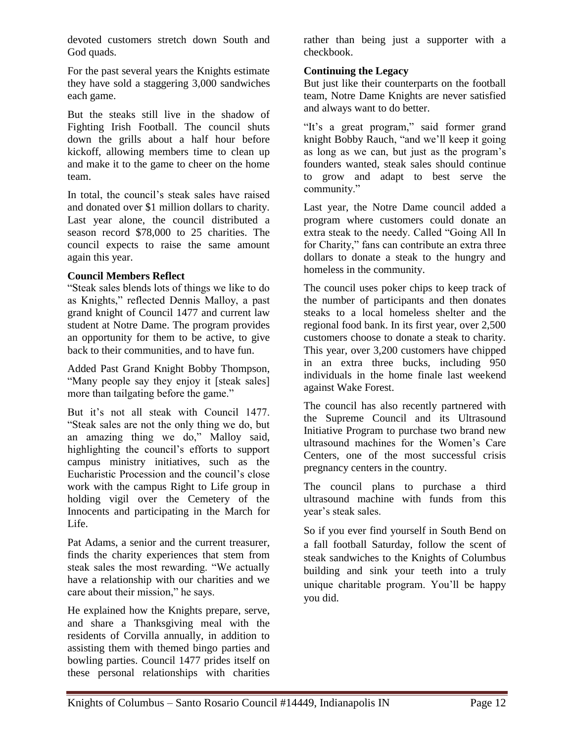devoted customers stretch down South and God quads.

For the past several years the Knights estimate they have sold a staggering 3,000 sandwiches each game.

But the steaks still live in the shadow of Fighting Irish Football. The council shuts down the grills about a half hour before kickoff, allowing members time to clean up and make it to the game to cheer on the home team.

In total, the council's steak sales have raised and donated over $1 million dollars to charity. Last year alone, the council distributed a season record $78,000 to 25 charities. The council expects to raise the same amount again this year.

**Council Members Reflect**

"Steak sales blends lots of things we like to do as Knights," reflected Dennis Malloy, a past grand knight of Council 1477 and current law student at Notre Dame. The program provides an opportunity for them to be active, to give back to their communities, and to have fun.

Added Past Grand Knight Bobby Thompson, "Many people say they enjoy it [steak sales] more than tailgating before the game."

But it's not all steak with Council 1477. "Steak sales are not the only thing we do, but an amazing thing we do," Malloy said, highlighting the council's efforts to support campus ministry initiatives, such as the Eucharistic Procession and the council's close work with the campus Right to Life group in holding vigil over the Cemetery of the Innocents and participating in the March for Life.

Pat Adams, a senior and the current treasurer, finds the charity experiences that stem from steak sales the most rewarding. "We actually have a relationship with our charities and we care about their mission," he says.

He explained how the Knights prepare, serve, and share a Thanksgiving meal with the residents of Corvilla annually, in addition to assisting them with themed bingo parties and bowling parties. Council 1477 prides itself on these personal relationships with charities rather than being just a supporter with a checkbook.

**Continuing the Legacy**

But just like their counterparts on the football team, Notre Dame Knights are never satisfied and always want to do better.

"It's a great program," said former grand knight Bobby Rauch, "and we'll keep it going as long as we can, but just as the program's founders wanted, steak sales should continue to grow and adapt to best serve the community."

Last year, the Notre Dame council added a program where customers could donate an extra steak to the needy. Called "Going All In for Charity," fans can contribute an extra three dollars to donate a steak to the hungry and homeless in the community.

The council uses poker chips to keep track of the number of participants and then donates steaks to a local homeless shelter and the regional food bank. In its first year, over 2,500 customers choose to donate a steak to charity. This year, over 3,200 customers have chipped in an extra three bucks, including 950 individuals in the home finale last weekend against Wake Forest.

The council has also recently partnered with the Supreme Council and its Ultrasound Initiative Program to purchase two brand new ultrasound machines for the Women's Care Centers, one of the most successful crisis pregnancy centers in the country.

The council plans to purchase a third ultrasound machine with funds from this year's steak sales.

So if you ever find yourself in South Bend on a fall football Saturday, follow the scent of steak sandwiches to the Knights of Columbus building and sink your teeth into a truly unique charitable program. You'll be happy you did.